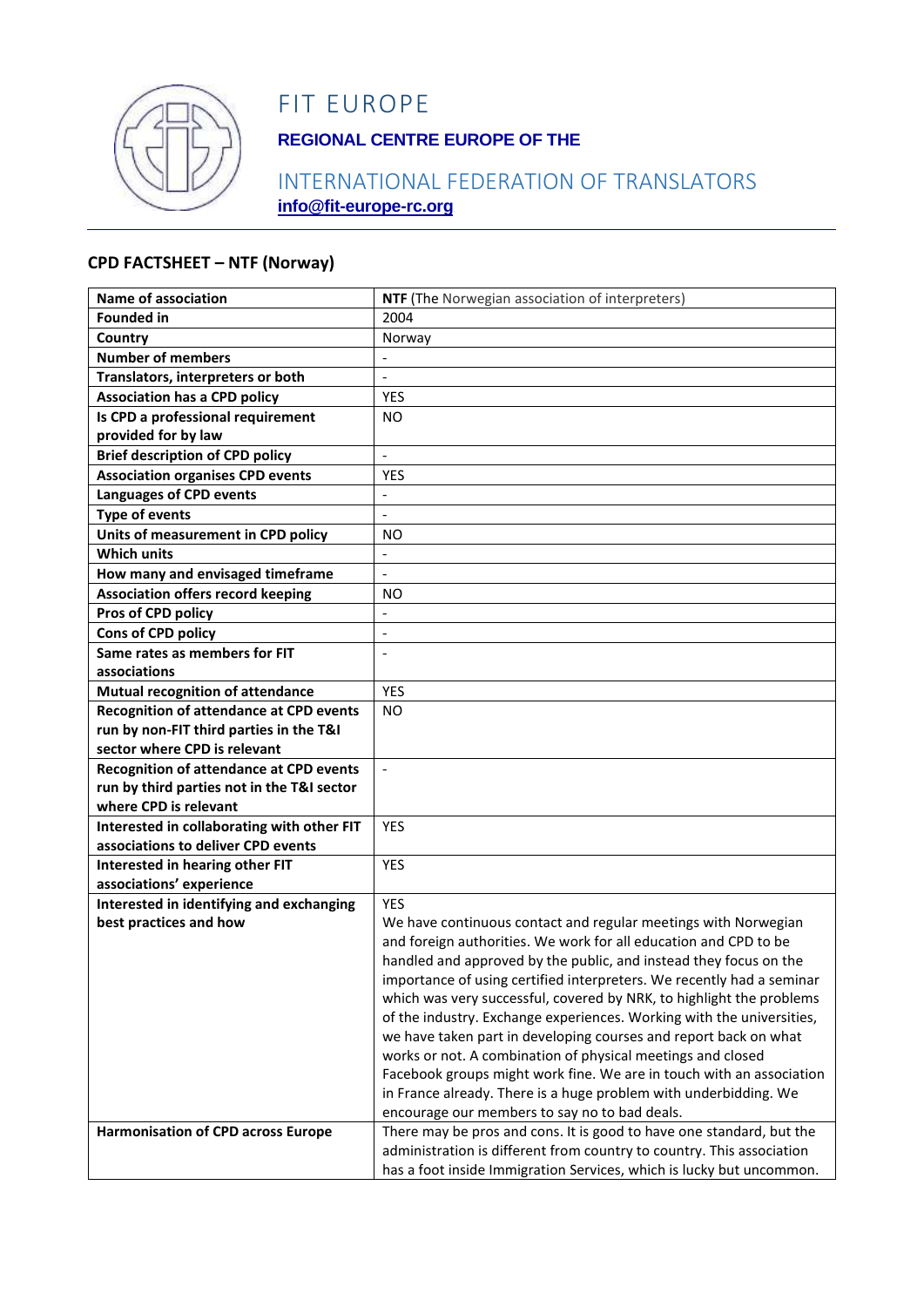# FIT EUROPE

**REGIONAL CENTRE EUROPE OF THE**

INTERNATIONAL FEDERATION OF TRANSLATORS

**info@fit-europe-rc.org**

## CPD FACTSHEET – NTF (Norway)

| **Name of association** | **NTF** (The Norwegian association of interpreters) |
|---|---|
| **Founded in** | 2004 |
| **Country** | Norway |
| **Number of members** | - |
| **Translators, interpreters or both** | - |
| **Association has a CPD policy** | YES |
| **Is CPD a professional requirement provided for by law** | NO |
| **Brief description of CPD policy** | - |
| **Association organises CPD events** | YES |
| **Languages of CPD events** | - |
| **Type of events** | - |
| **Units of measurement in CPD policy** | NO |
| **Which units** | - |
| **How many and envisaged timeframe** | - |
| **Association offers record keeping** | NO |
| **Pros of CPD policy** | - |
| **Cons of CPD policy** | - |
| **Same rates as members for FIT associations** | - |
| **Mutual recognition of attendance** | YES |
| **Recognition of attendance at CPD events run by non-FIT third parties in the T&I sector where CPD is relevant** | NO |
| **Recognition of attendance at CPD events run by third parties not in the T&I sector where CPD is relevant** | - |
| **Interested in collaborating with other FIT associations to deliver CPD events** | YES |
| **Interested in hearing other FIT associations' experience** | YES |
| **Interested in identifying and exchanging best practices and how** | YES<br>We have continuous contact and regular meetings with Norwegian and foreign authorities. We work for all education and CPD to be handled and approved by the public, and instead they focus on the importance of using certified interpreters. We recently had a seminar which was very successful, covered by NRK, to highlight the problems of the industry. Exchange experiences. Working with the universities, we have taken part in developing courses and report back on what works or not. A combination of physical meetings and closed Facebook groups might work fine. We are in touch with an association in France already. There is a huge problem with underbidding. We encourage our members to say no to bad deals. |
| **Harmonisation of CPD across Europe** | There may be pros and cons. It is good to have one standard, but the administration is different from country to country. This association has a foot inside Immigration Services, which is lucky but uncommon. |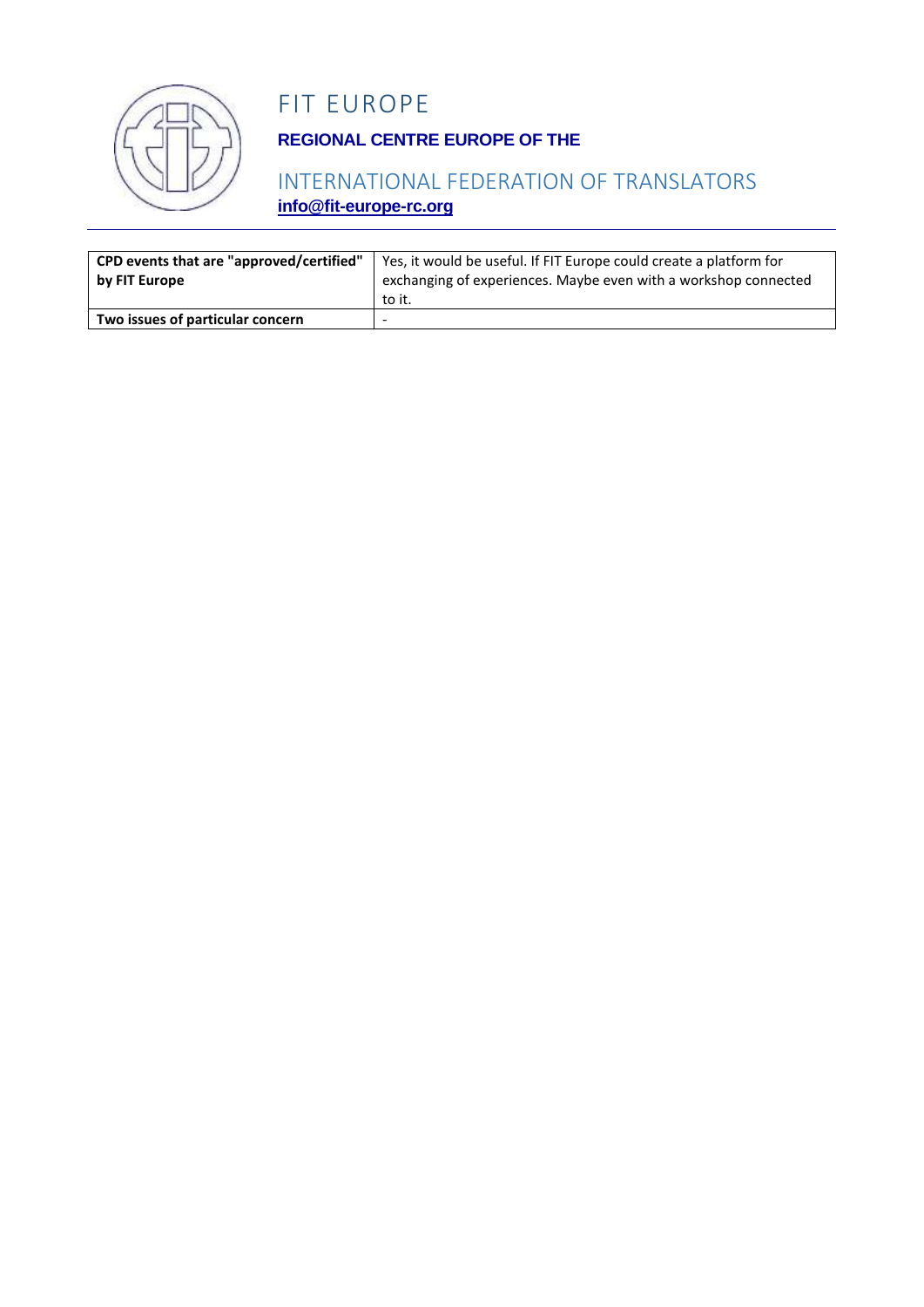# FIT EUROPE

**REGIONAL CENTRE EUROPE OF THE**

INTERNATIONAL FEDERATION OF TRANSLATORS
**info@fit-europe-rc.org**

| | |
|---|---|
| **CPD events that are "approved/certified" by FIT Europe** | Yes, it would be useful. If FIT Europe could create a platform for exchanging of experiences. Maybe even with a workshop connected to it. |
| **Two issues of particular concern** | - |